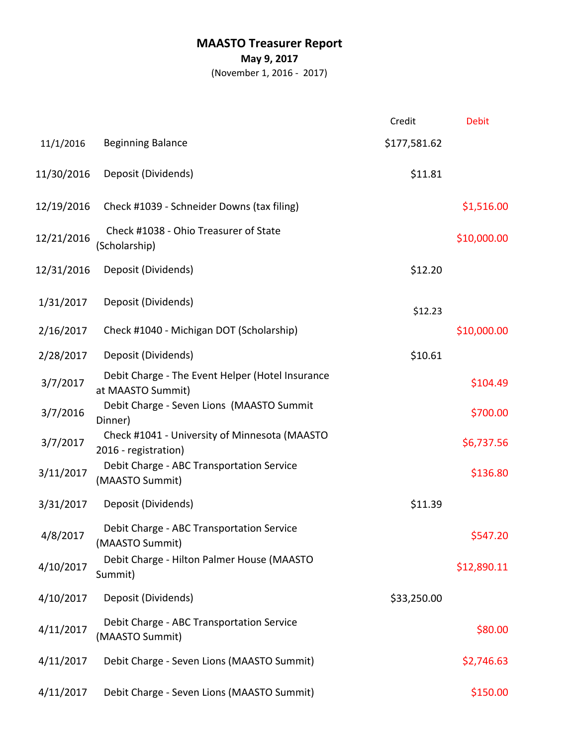# MAASTO Treasurer Report

**May 9, 2017**

(November 1, 2016 - 2017)

| | | Credit | Debit |
|---|---|---|---|
| 11/1/2016 | Beginning Balance | $177,581.62 | |
| 11/30/2016 | Deposit (Dividends) | $11.81 | |
| 12/19/2016 | Check #1039 - Schneider Downs (tax filing) | | $1,516.00 |
| 12/21/2016 | Check #1038 - Ohio Treasurer of State (Scholarship) | | $10,000.00 |
| 12/31/2016 | Deposit (Dividends) | $12.20 | |
| 1/31/2017 | Deposit (Dividends) | $12.23 | |
| 2/16/2017 | Check #1040 - Michigan DOT (Scholarship) | | $10,000.00 |
| 2/28/2017 | Deposit (Dividends) | $10.61 | |
| 3/7/2017 | Debit Charge - The Event Helper (Hotel Insurance at MAASTO Summit) | | $104.49 |
| 3/7/2016 | Debit Charge - Seven Lions (MAASTO Summit Dinner) | | $700.00 |
| 3/7/2017 | Check #1041 - University of Minnesota (MAASTO 2016 - registration) | | $6,737.56 |
| 3/11/2017 | Debit Charge - ABC Transportation Service (MAASTO Summit) | | $136.80 |
| 3/31/2017 | Deposit (Dividends) | $11.39 | |
| 4/8/2017 | Debit Charge - ABC Transportation Service (MAASTO Summit) | | $547.20 |
| 4/10/2017 | Debit Charge - Hilton Palmer House (MAASTO Summit) | | $12,890.11 |
| 4/10/2017 | Deposit (Dividends) | $33,250.00 | |
| 4/11/2017 | Debit Charge - ABC Transportation Service (MAASTO Summit) | | $80.00 |
| 4/11/2017 | Debit Charge - Seven Lions (MAASTO Summit) | | $2,746.63 |
| 4/11/2017 | Debit Charge - Seven Lions (MAASTO Summit) | | $150.00 |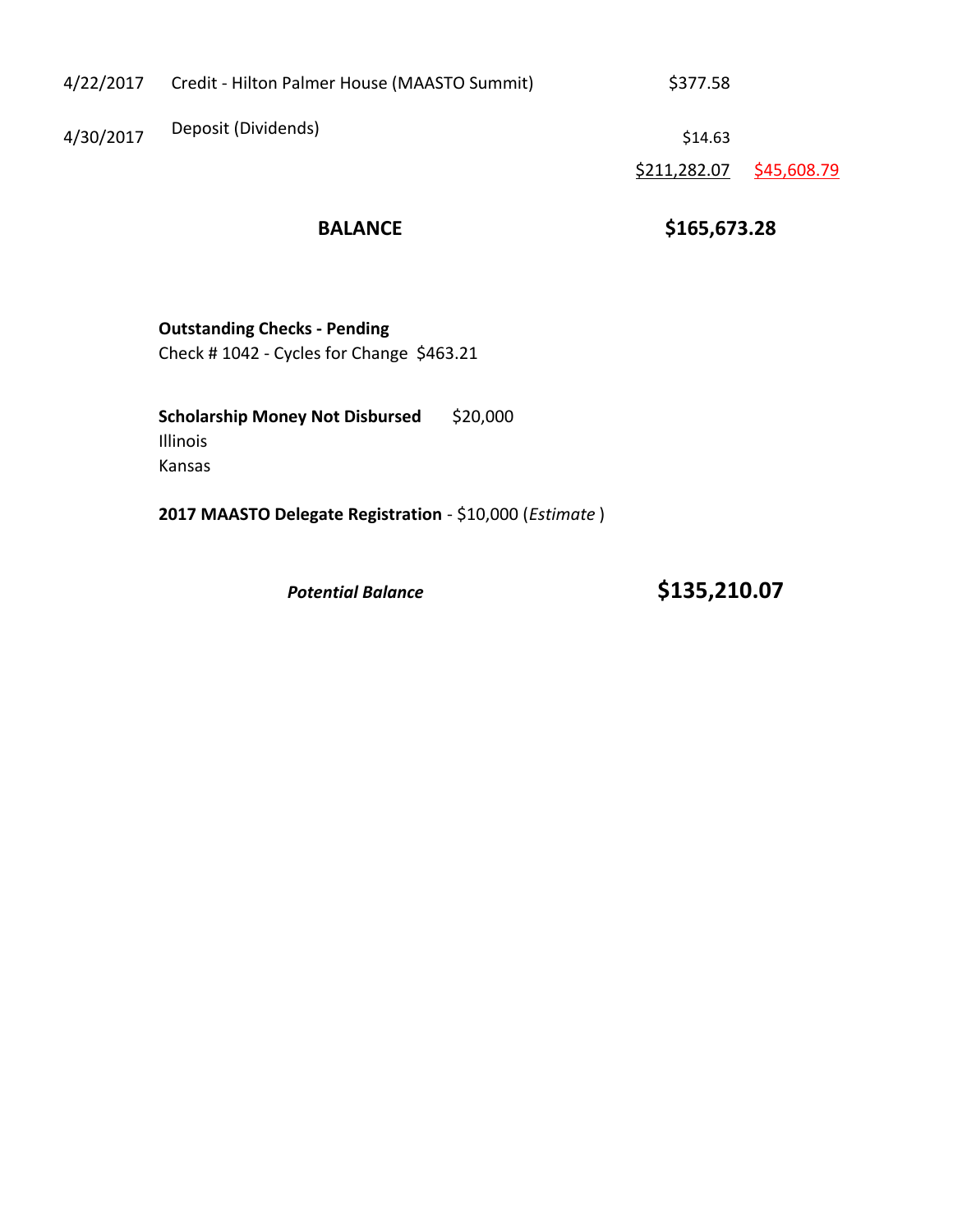| | | | |
|---|---|---|---|
| 4/22/2017 | Credit - Hilton Palmer House (MAASTO Summit) | $377.58 | |
| 4/30/2017 | Deposit (Dividends) | $14.63 | |
| | | $211,282.07 | $45,608.79 |

**BALANCE** **$165,673.28**

**Outstanding Checks - Pending**
Check # 1042 - Cycles for Change $463.21

**Scholarship Money Not Disbursed** $20,000
Illinois
Kansas

**2017 MAASTO Delegate Registration** - $10,000 (*Estimate* )

***Potential Balance*** **$135,210.07**